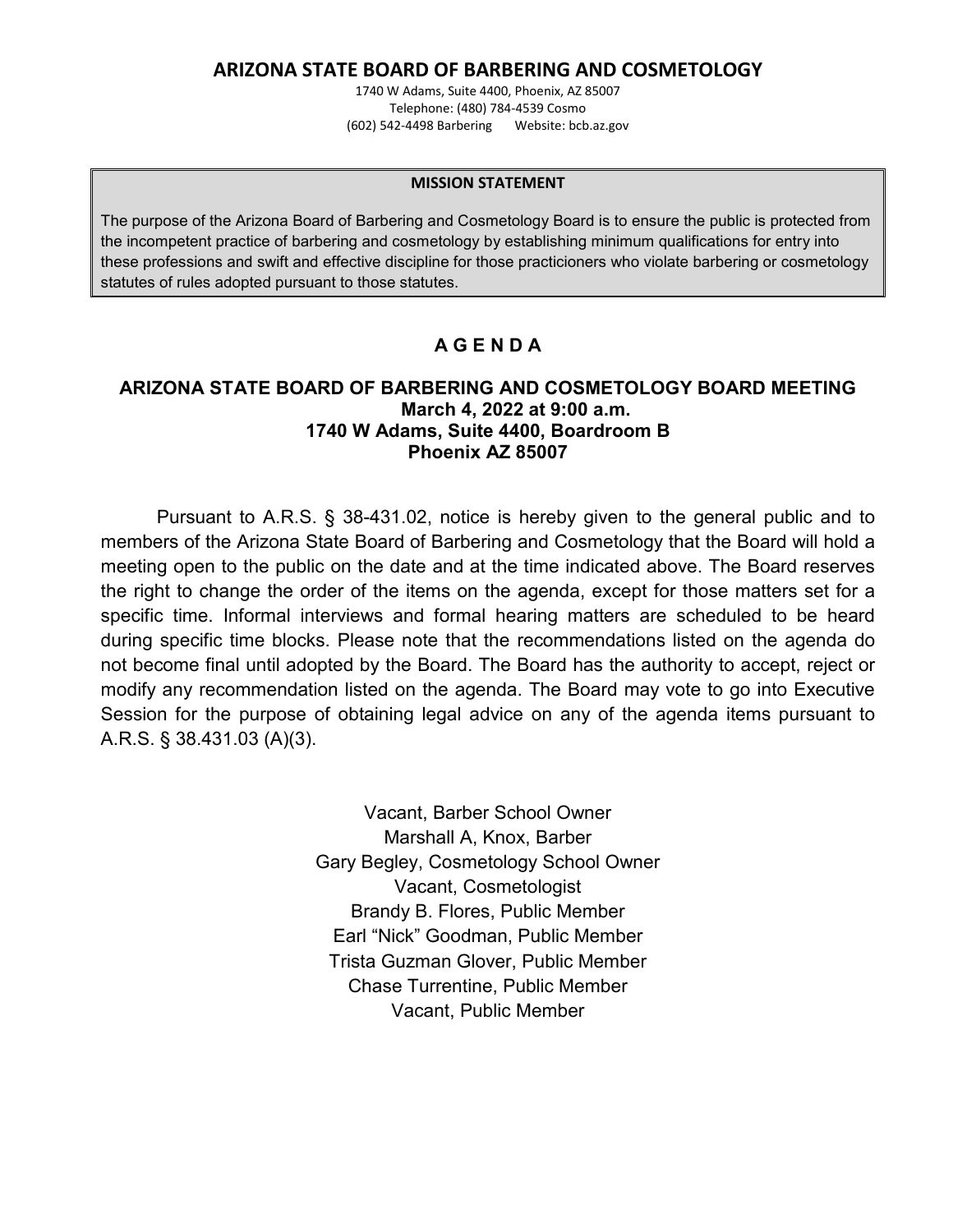# ARIZONA STATE BOARD OF BARBERING AND COSMETOLOGY

1740 W Adams, Suite 4400, Phoenix, AZ 85007
Telephone: (480) 784-4539 Cosmo
(602) 542-4498 Barbering Website: bcb.az.gov

**MISSION STATEMENT**

The purpose of the Arizona Board of Barbering and Cosmetology Board is to ensure the public is protected from the incompetent practice of barbering and cosmetology by establishing minimum qualifications for entry into these professions and swift and effective discipline for those practicioners who violate barbering or cosmetology statutes of rules adopted pursuant to those statutes.

## A G E N D A

### ARIZONA STATE BOARD OF BARBERING AND COSMETOLOGY BOARD MEETING
### March 4, 2022 at 9:00 a.m.
### 1740 W Adams, Suite 4400, Boardroom B
### Phoenix AZ 85007

Pursuant to A.R.S. § 38-431.02, notice is hereby given to the general public and to members of the Arizona State Board of Barbering and Cosmetology that the Board will hold a meeting open to the public on the date and at the time indicated above. The Board reserves the right to change the order of the items on the agenda, except for those matters set for a specific time. Informal interviews and formal hearing matters are scheduled to be heard during specific time blocks. Please note that the recommendations listed on the agenda do not become final until adopted by the Board. The Board has the authority to accept, reject or modify any recommendation listed on the agenda. The Board may vote to go into Executive Session for the purpose of obtaining legal advice on any of the agenda items pursuant to A.R.S. § 38.431.03 (A)(3).

Vacant, Barber School Owner
Marshall A, Knox, Barber
Gary Begley, Cosmetology School Owner
Vacant, Cosmetologist
Brandy B. Flores, Public Member
Earl "Nick" Goodman, Public Member
Trista Guzman Glover, Public Member
Chase Turrentine, Public Member
Vacant, Public Member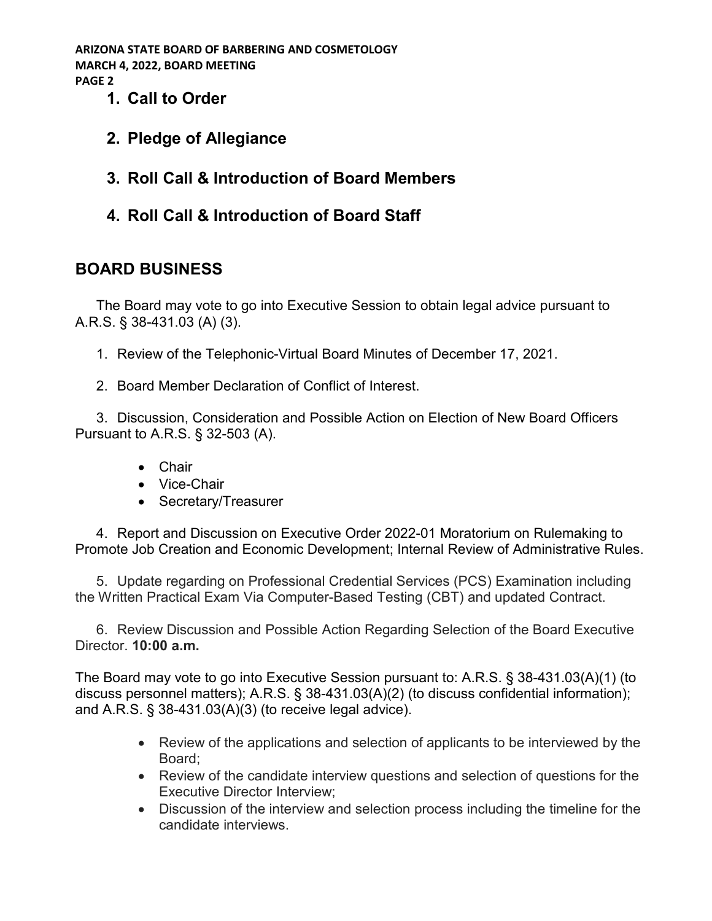1. **Call to Order**

2. **Pledge of Allegiance**

3. **Roll Call & Introduction of Board Members**

4. **Roll Call & Introduction of Board Staff**

## BOARD BUSINESS

The Board may vote to go into Executive Session to obtain legal advice pursuant to A.R.S. § 38-431.03 (A) (3).

1. Review of the Telephonic-Virtual Board Minutes of December 17, 2021.

2. Board Member Declaration of Conflict of Interest.

3. Discussion, Consideration and Possible Action on Election of New Board Officers Pursuant to A.R.S. § 32-503 (A).

   - Chair
   - Vice-Chair
   - Secretary/Treasurer

4. Report and Discussion on Executive Order 2022-01 Moratorium on Rulemaking to Promote Job Creation and Economic Development; Internal Review of Administrative Rules.

5. Update regarding on Professional Credential Services (PCS) Examination including the Written Practical Exam Via Computer-Based Testing (CBT) and updated Contract.

6. Review Discussion and Possible Action Regarding Selection of the Board Executive Director. **10:00 a.m.**

The Board may vote to go into Executive Session pursuant to: A.R.S. § 38-431.03(A)(1) (to discuss personnel matters); A.R.S. § 38-431.03(A)(2) (to discuss confidential information); and A.R.S. § 38-431.03(A)(3) (to receive legal advice).

- Review of the applications and selection of applicants to be interviewed by the Board;
- Review of the candidate interview questions and selection of questions for the Executive Director Interview;
- Discussion of the interview and selection process including the timeline for the candidate interviews.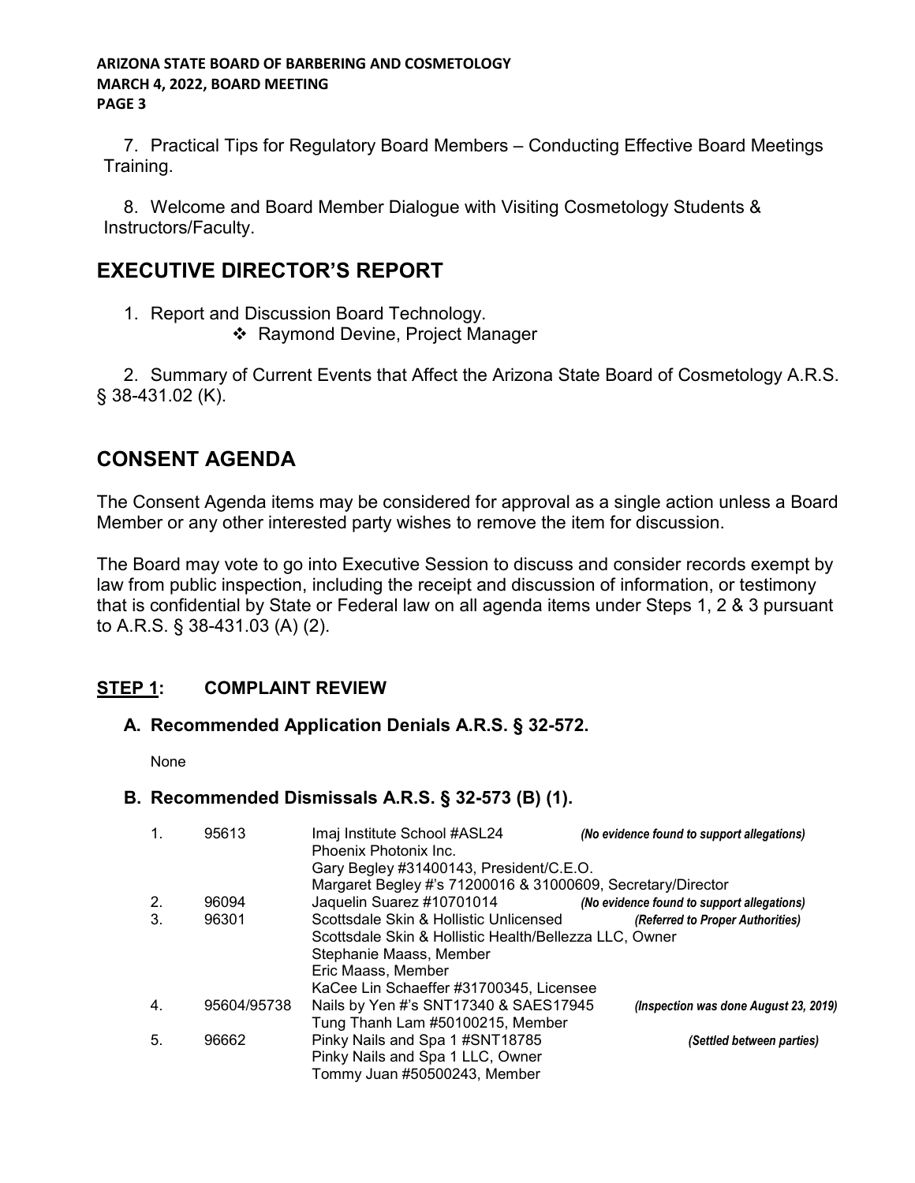7. Practical Tips for Regulatory Board Members – Conducting Effective Board Meetings Training.

8. Welcome and Board Member Dialogue with Visiting Cosmetology Students & Instructors/Faculty.

## EXECUTIVE DIRECTOR'S REPORT

1. Report and Discussion Board Technology.
   - Raymond Devine, Project Manager

2. Summary of Current Events that Affect the Arizona State Board of Cosmetology A.R.S. § 38-431.02 (K).

## CONSENT AGENDA

The Consent Agenda items may be considered for approval as a single action unless a Board Member or any other interested party wishes to remove the item for discussion.

The Board may vote to go into Executive Session to discuss and consider records exempt by law from public inspection, including the receipt and discussion of information, or testimony that is confidential by State or Federal law on all agenda items under Steps 1, 2 & 3 pursuant to A.R.S. § 38-431.03 (A) (2).

### STEP 1: COMPLAINT REVIEW

#### A. Recommended Application Denials A.R.S. § 32-572.

None

#### B. Recommended Dismissals A.R.S. § 32-573 (B) (1).

| | | | |
|---|---|---|---|
| 1. | 95613 | Imaj Institute School #ASL24<br>Phoenix Photonix Inc.<br>Gary Begley #31400143, President/C.E.O.<br>Margaret Begley #'s 71200016 & 31000609, Secretary/Director | *(No evidence found to support allegations)* |
| 2. | 96094 | Jaquelin Suarez #10701014 | *(No evidence found to support allegations)* |
| 3. | 96301 | Scottsdale Skin & Hollistic Unlicensed<br>Scottsdale Skin & Hollistic Health/Bellezza LLC, Owner<br>Stephanie Maass, Member<br>Eric Maass, Member<br>KaCee Lin Schaeffer #31700345, Licensee | *(Referred to Proper Authorities)* |
| 4. | 95604/95738 | Nails by Yen #'s SNT17340 & SAES17945<br>Tung Thanh Lam #50100215, Member | *(Inspection was done August 23, 2019)* |
| 5. | 96662 | Pinky Nails and Spa 1 #SNT18785<br>Pinky Nails and Spa 1 LLC, Owner<br>Tommy Juan #50500243, Member | *(Settled between parties)* |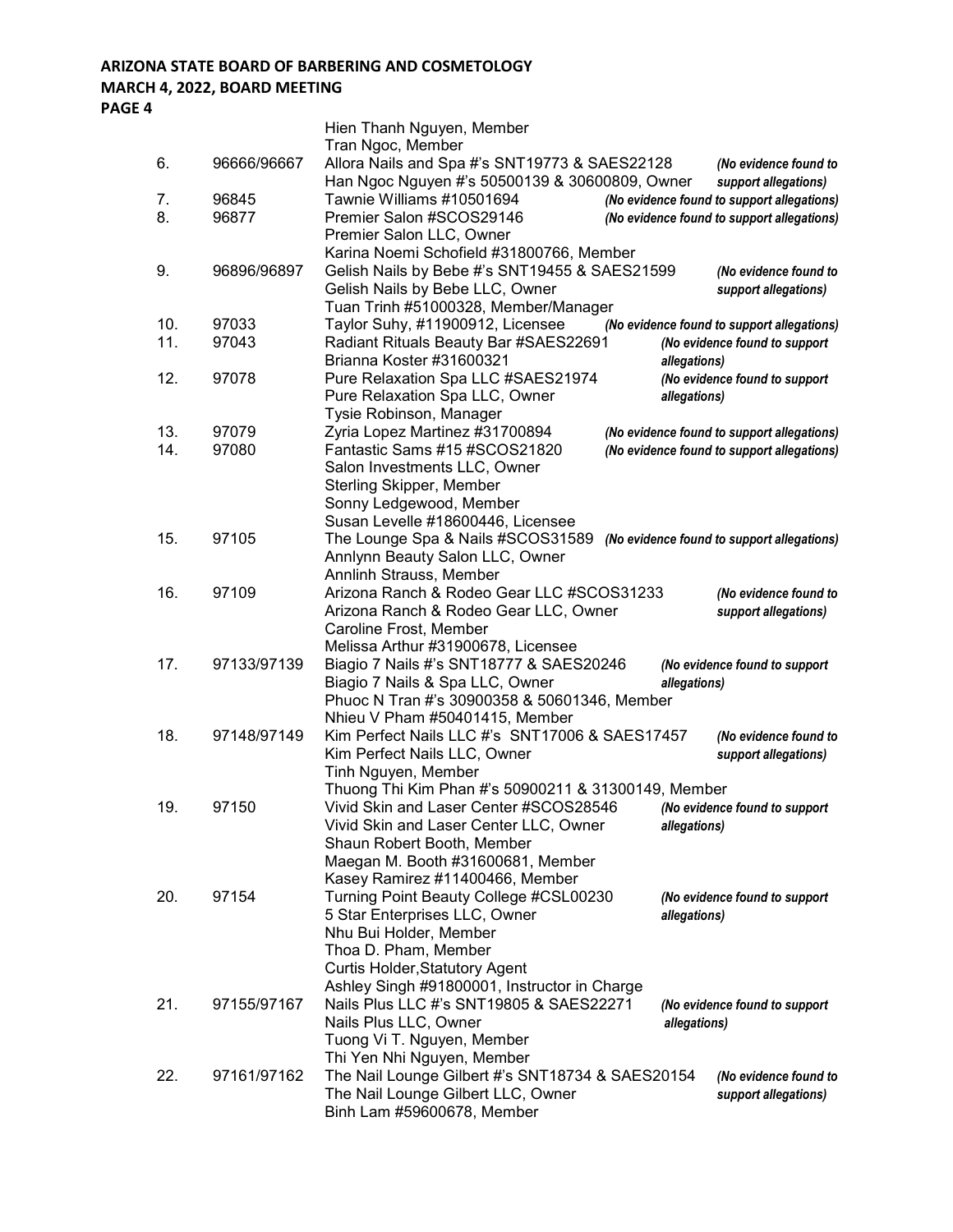Hien Thanh Nguyen, Member
Tran Ngoc, Member

6. 96666/96667 Allora Nails and Spa #'s SNT19773 & SAES22128
Han Ngoc Nguyen #'s 50500139 & 30600809, Owner
*(No evidence found to support allegations)*

7. 96845 Tawnie Williams #10501694
*(No evidence found to support allegations)*

8. 96877 Premier Salon #SCOS29146
Premier Salon LLC, Owner
Karina Noemi Schofield #31800766, Member
*(No evidence found to support allegations)*

9. 96896/96897 Gelish Nails by Bebe #'s SNT19455 & SAES21599
Gelish Nails by Bebe LLC, Owner
Tuan Trinh #51000328, Member/Manager
*(No evidence found to support allegations)*

10. 97033 Taylor Suhy, #11900912, Licensee
*(No evidence found to support allegations)*

11. 97043 Radiant Rituals Beauty Bar #SAES22691
Brianna Koster #31600321
*(No evidence found to support allegations)*

12. 97078 Pure Relaxation Spa LLC #SAES21974
Pure Relaxation Spa LLC, Owner
Tysie Robinson, Manager
*(No evidence found to support allegations)*

13. 97079 Zyria Lopez Martinez #31700894
*(No evidence found to support allegations)*

14. 97080 Fantastic Sams #15 #SCOS21820
Salon Investments LLC, Owner
Sterling Skipper, Member
Sonny Ledgewood, Member
Susan Levelle #18600446, Licensee
*(No evidence found to support allegations)*

15. 97105 The Lounge Spa & Nails #SCOS31589
Annlynn Beauty Salon LLC, Owner
Annlinh Strauss, Member
*(No evidence found to support allegations)*

16. 97109 Arizona Ranch & Rodeo Gear LLC #SCOS31233
Arizona Ranch & Rodeo Gear LLC, Owner
Caroline Frost, Member
Melissa Arthur #31900678, Licensee
*(No evidence found to support allegations)*

17. 97133/97139 Biagio 7 Nails #'s SNT18777 & SAES20246
Biagio 7 Nails & Spa LLC, Owner
Phuoc N Tran #'s 30900358 & 50601346, Member
Nhieu V Pham #50401415, Member
*(No evidence found to support allegations)*

18. 97148/97149 Kim Perfect Nails LLC #'s SNT17006 & SAES17457
Kim Perfect Nails LLC, Owner
Tinh Nguyen, Member
Thuong Thi Kim Phan #'s 50900211 & 31300149, Member
*(No evidence found to support allegations)*

19. 97150 Vivid Skin and Laser Center #SCOS28546
Vivid Skin and Laser Center LLC, Owner
Shaun Robert Booth, Member
Maegan M. Booth #31600681, Member
Kasey Ramirez #11400466, Member
*(No evidence found to support allegations)*

20. 97154 Turning Point Beauty College #CSL00230
5 Star Enterprises LLC, Owner
Nhu Bui Holder, Member
Thoa D. Pham, Member
Curtis Holder,Statutory Agent
Ashley Singh #91800001, Instructor in Charge
*(No evidence found to support allegations)*

21. 97155/97167 Nails Plus LLC #'s SNT19805 & SAES22271
Nails Plus LLC, Owner
Tuong Vi T. Nguyen, Member
Thi Yen Nhi Nguyen, Member
*(No evidence found to support allegations)*

22. 97161/97162 The Nail Lounge Gilbert #'s SNT18734 & SAES20154
The Nail Lounge Gilbert LLC, Owner
Binh Lam #59600678, Member
*(No evidence found to support allegations)*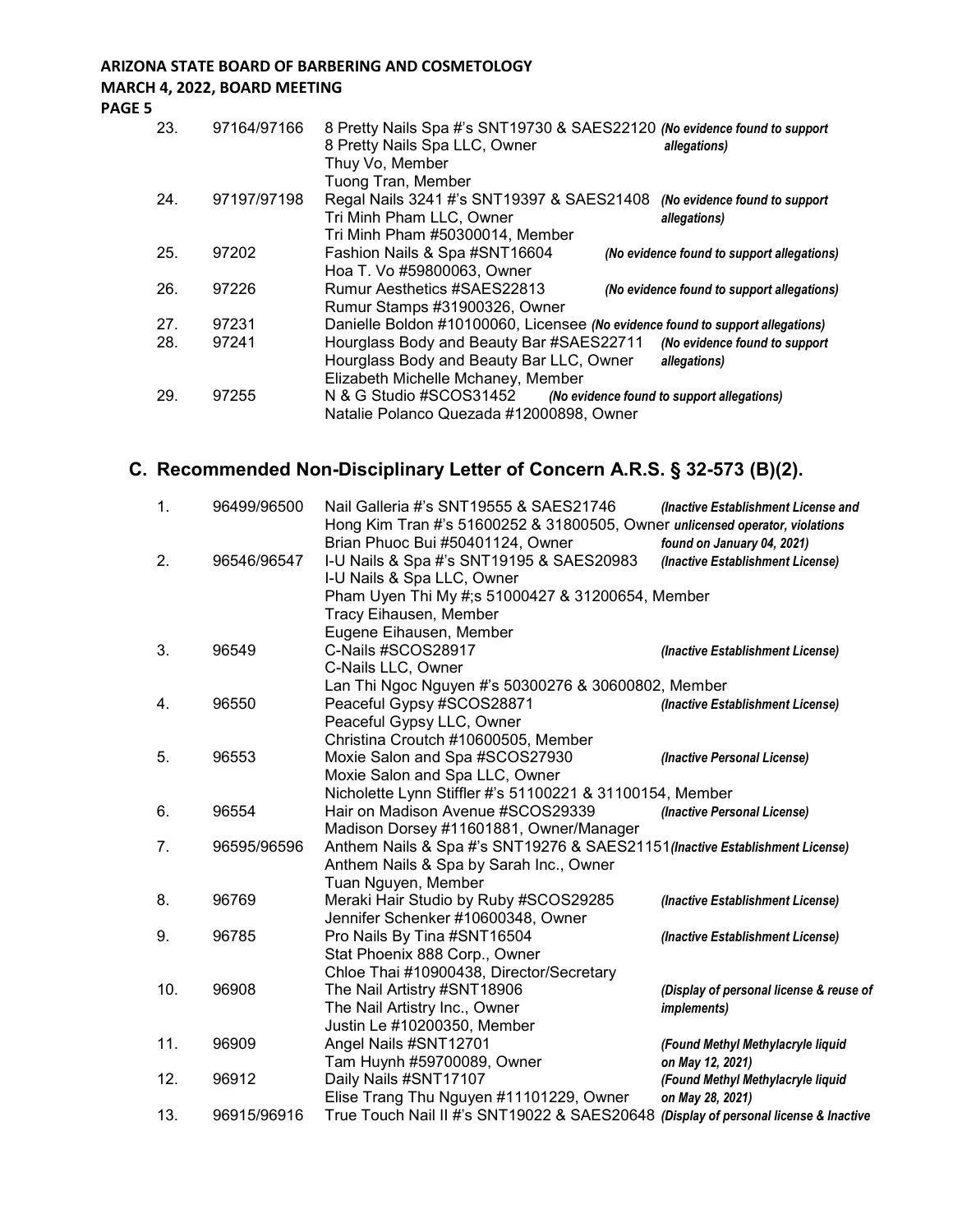| | | | |
|---|---|---|---|
| 23. | 97164/97166 | 8 Pretty Nails Spa #'s SNT19730 & SAES22120<br>8 Pretty Nails Spa LLC, Owner<br>Thuy Vo, Member<br>Tuong Tran, Member | *(No evidence found to support allegations)* |
| 24. | 97197/97198 | Regal Nails 3241 #'s SNT19397 & SAES21408<br>Tri Minh Pham LLC, Owner<br>Tri Minh Pham #50300014, Member | *(No evidence found to support allegations)* |
| 25. | 97202 | Fashion Nails & Spa #SNT16604<br>Hoa T. Vo #59800063, Owner | *(No evidence found to support allegations)* |
| 26. | 97226 | Rumur Aesthetics #SAES22813<br>Rumur Stamps #31900326, Owner | *(No evidence found to support allegations)* |
| 27. | 97231 | Danielle Boldon #10100060, Licensee | *(No evidence found to support allegations)* |
| 28. | 97241 | Hourglass Body and Beauty Bar #SAES22711<br>Hourglass Body and Beauty Bar LLC, Owner<br>Elizabeth Michelle Mchaney, Member | *(No evidence found to support allegations)* |
| 29. | 97255 | N & G Studio #SCOS31452<br>Natalie Polanco Quezada #12000898, Owner | *(No evidence found to support allegations)* |

## C. Recommended Non-Disciplinary Letter of Concern A.R.S. § 32-573 (B)(2).

| | | | |
|---|---|---|---|
| 1. | 96499/96500 | Nail Galleria #'s SNT19555 & SAES21746<br>Hong Kim Tran #'s 51600252 & 31800505, Owner<br>Brian Phuoc Bui #50401124, Owner | *(Inactive Establishment License and unlicensed operator, violations found on January 04, 2021)* |
| 2. | 96546/96547 | I-U Nails & Spa #'s SNT19195 & SAES20983<br>I-U Nails & Spa LLC, Owner<br>Pham Uyen Thi My #;s 51000427 & 31200654, Member<br>Tracy Eihausen, Member<br>Eugene Eihausen, Member | *(Inactive Establishment License)* |
| 3. | 96549 | C-Nails #SCOS28917<br>C-Nails LLC, Owner<br>Lan Thi Ngoc Nguyen #'s 50300276 & 30600802, Member | *(Inactive Establishment License)* |
| 4. | 96550 | Peaceful Gypsy #SCOS28871<br>Peaceful Gypsy LLC, Owner<br>Christina Croutch #10600505, Member | *(Inactive Establishment License)* |
| 5. | 96553 | Moxie Salon and Spa #SCOS27930<br>Moxie Salon and Spa LLC, Owner<br>Nicholette Lynn Stiffler #'s 51100221 & 31100154, Member | *(Inactive Personal License)* |
| 6. | 96554 | Hair on Madison Avenue #SCOS29339<br>Madison Dorsey #11601881, Owner/Manager | *(Inactive Personal License)* |
| 7. | 96595/96596 | Anthem Nails & Spa #'s SNT19276 & SAES21151<br>Anthem Nails & Spa by Sarah Inc., Owner<br>Tuan Nguyen, Member | *(Inactive Establishment License)* |
| 8. | 96769 | Meraki Hair Studio by Ruby #SCOS29285<br>Jennifer Schenker #10600348, Owner | *(Inactive Establishment License)* |
| 9. | 96785 | Pro Nails By Tina #SNT16504<br>Stat Phoenix 888 Corp., Owner<br>Chloe Thai #10900438, Director/Secretary | *(Inactive Establishment License)* |
| 10. | 96908 | The Nail Artistry #SNT18906<br>The Nail Artistry Inc., Owner<br>Justin Le #10200350, Member | *(Display of personal license & reuse of implements)* |
| 11. | 96909 | Angel Nails #SNT12701<br>Tam Huynh #59700089, Owner | *(Found Methyl Methylacryle liquid on May 12, 2021)* |
| 12. | 96912 | Daily Nails #SNT17107<br>Elise Trang Thu Nguyen #11101229, Owner | *(Found Methyl Methylacryle liquid on May 28, 2021)* |
| 13. | 96915/96916 | True Touch Nail II #'s SNT19022 & SAES20648 | *(Display of personal license & Inactive* |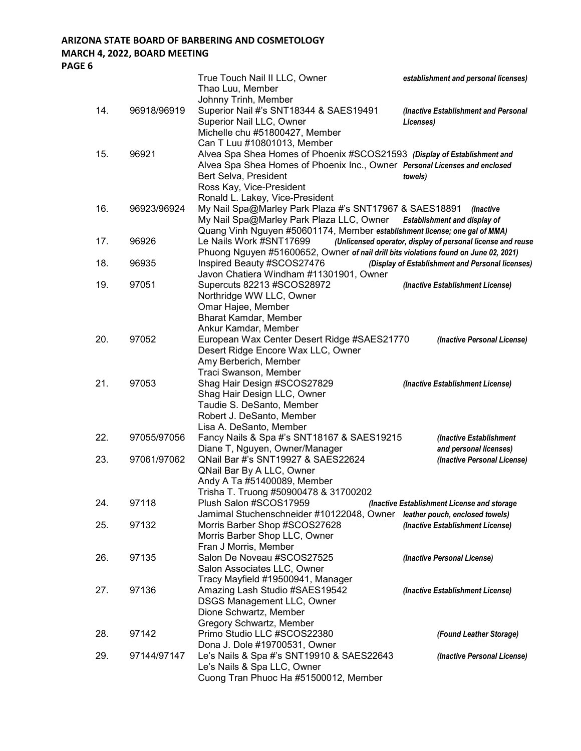**ARIZONA STATE BOARD OF BARBERING AND COSMETOLOGY**
**MARCH 4, 2022, BOARD MEETING**
**PAGE 6**

| | | | |
|---|---|---|---|
| | | True Touch Nail II LLC, Owner<br>Thao Luu, Member<br>Johnny Trinh, Member | ***establishment and personal licenses)*** |
| 14. | 96918/96919 | Superior Nail #'s SNT18344 & SAES19491<br>Superior Nail LLC, Owner<br>Michelle chu #51800427, Member<br>Can T Luu #10801013, Member | ***(Inactive Establishment and Personal Licenses)*** |
| 15. | 96921 | Alvea Spa Shea Homes of Phoenix #SCOS21593<br>Alvea Spa Shea Homes of Phoenix Inc., Owner<br>Bert Selva, President<br>Ross Kay, Vice-President<br>Ronald L. Lakey, Vice-President | ***(Display of Establishment and Personal Licenses and enclosed towels)*** |
| 16. | 96923/96924 | My Nail Spa@Marley Park Plaza #'s SNT17967 & SAES18891<br>My Nail Spa@Marley Park Plaza LLC, Owner<br>Quang Vinh Nguyen #50601174, Member | ***(Inactive Establishment and display of establishment license; one gal of MMA)*** |
| 17. | 96926 | Le Nails Work #SNT17699<br>Phuong Nguyen #51600652, Owner | ***(Unlicensed operator, display of personal license and reuse of nail drill bits violations found on June 02, 2021)*** |
| 18. | 96935 | Inspired Beauty #SCOS27476<br>Javon Chatiera Windham #11301901, Owner | ***(Display of Establishment and Personal licenses)*** |
| 19. | 97051 | Supercuts 82213 #SCOS28972<br>Northridge WW LLC, Owner<br>Omar Hajee, Member<br>Bharat Kamdar, Member<br>Ankur Kamdar, Member | ***(Inactive Establishment License)*** |
| 20. | 97052 | European Wax Center Desert Ridge #SAES21770<br>Desert Ridge Encore Wax LLC, Owner<br>Amy Berberich, Member<br>Traci Swanson, Member | ***(Inactive Personal License)*** |
| 21. | 97053 | Shag Hair Design #SCOS27829<br>Shag Hair Design LLC, Owner<br>Taudie S. DeSanto, Member<br>Robert J. DeSanto, Member<br>Lisa A. DeSanto, Member | ***(Inactive Establishment License)*** |
| 22. | 97055/97056 | Fancy Nails & Spa #'s SNT18167 & SAES19215<br>Diane T, Nguyen, Owner/Manager | ***(Inactive Establishment and personal licenses)*** |
| 23. | 97061/97062 | QNail Bar #'s SNT19927 & SAES22624<br>QNail Bar By A LLC, Owner<br>Andy A Ta #51400089, Member<br>Trisha T. Truong #50900478 & 31700202 | ***(Inactive Personal License)*** |
| 24. | 97118 | Plush Salon #SCOS17959<br>Jamimal Stuchenschneider #10122048, Owner | ***(Inactive Establishment License and storage leather pouch, enclosed towels)*** |
| 25. | 97132 | Morris Barber Shop #SCOS27628<br>Morris Barber Shop LLC, Owner<br>Fran J Morris, Member | ***(Inactive Establishment License)*** |
| 26. | 97135 | Salon De Noveau #SCOS27525<br>Salon Associates LLC, Owner<br>Tracy Mayfield #19500941, Manager | ***(Inactive Personal License)*** |
| 27. | 97136 | Amazing Lash Studio #SAES19542<br>DSGS Management LLC, Owner<br>Dione Schwartz, Member<br>Gregory Schwartz, Member | ***(Inactive Establishment License)*** |
| 28. | 97142 | Primo Studio LLC #SCOS22380<br>Dona J. Dole #19700531, Owner | ***(Found Leather Storage)*** |
| 29. | 97144/97147 | Le's Nails & Spa #'s SNT19910 & SAES22643<br>Le's Nails & Spa LLC, Owner<br>Cuong Tran Phuoc Ha #51500012, Member | ***(Inactive Personal License)*** |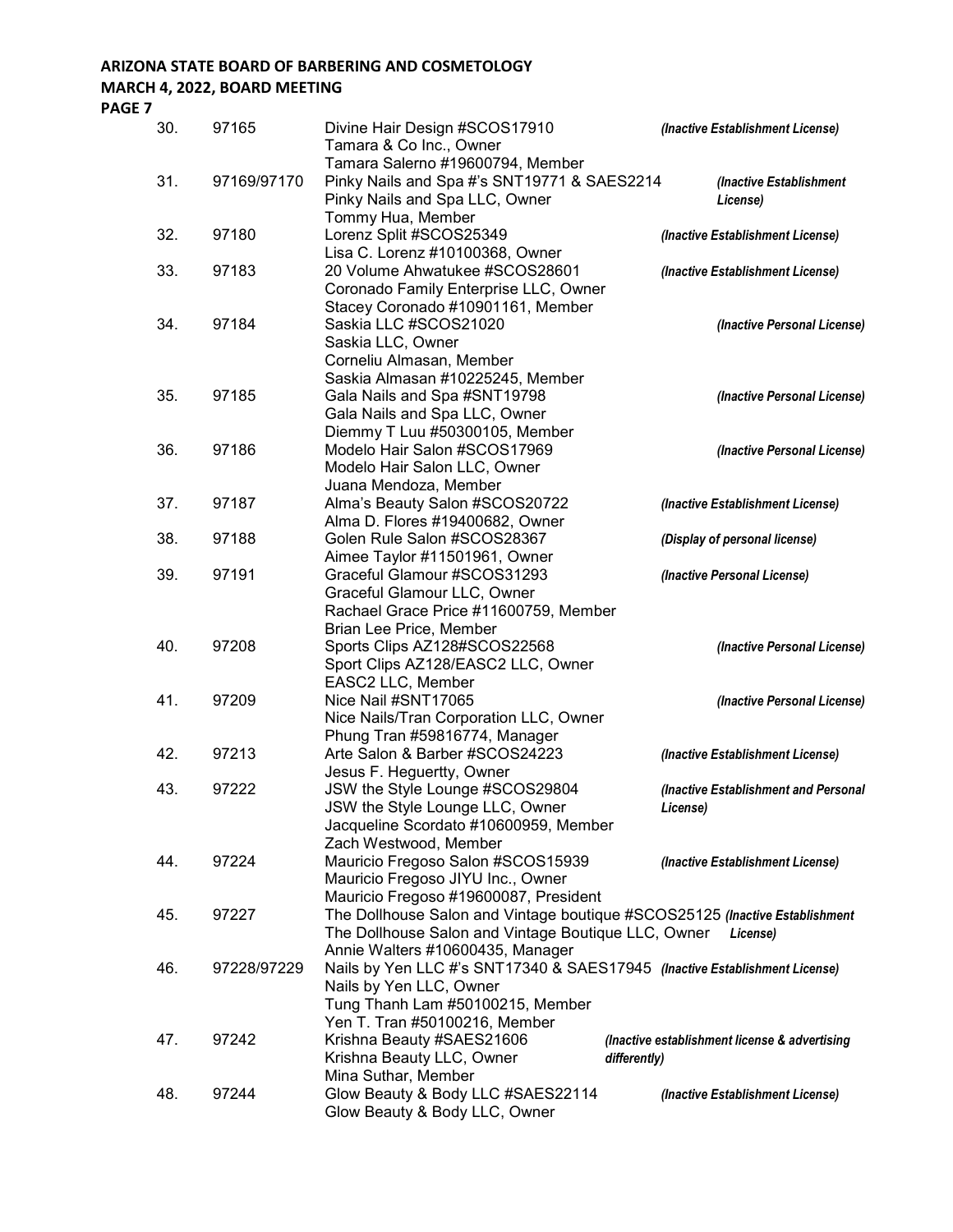| No. | Case No. | Respondent | Violation |
|---|---|---|---|
| 30. | 97165 | Divine Hair Design #SCOS17910<br>Tamara & Co Inc., Owner<br>Tamara Salerno #19600794, Member | *(Inactive Establishment License)* |
| 31. | 97169/97170 | Pinky Nails and Spa #'s SNT19771 & SAES2214<br>Pinky Nails and Spa LLC, Owner<br>Tommy Hua, Member | *(Inactive Establishment License)* |
| 32. | 97180 | Lorenz Split #SCOS25349<br>Lisa C. Lorenz #10100368, Owner | *(Inactive Establishment License)* |
| 33. | 97183 | 20 Volume Ahwatukee #SCOS28601<br>Coronado Family Enterprise LLC, Owner<br>Stacey Coronado #10901161, Member | *(Inactive Establishment License)* |
| 34. | 97184 | Saskia LLC #SCOS21020<br>Saskia LLC, Owner<br>Corneliu Almasan, Member<br>Saskia Almasan #10225245, Member | *(Inactive Personal License)* |
| 35. | 97185 | Gala Nails and Spa #SNT19798<br>Gala Nails and Spa LLC, Owner<br>Diemmy T Luu #50300105, Member | *(Inactive Personal License)* |
| 36. | 97186 | Modelo Hair Salon #SCOS17969<br>Modelo Hair Salon LLC, Owner<br>Juana Mendoza, Member | *(Inactive Personal License)* |
| 37. | 97187 | Alma's Beauty Salon #SCOS20722<br>Alma D. Flores #19400682, Owner | *(Inactive Establishment License)* |
| 38. | 97188 | Golen Rule Salon #SCOS28367<br>Aimee Taylor #11501961, Owner | *(Display of personal license)* |
| 39. | 97191 | Graceful Glamour #SCOS31293<br>Graceful Glamour LLC, Owner<br>Rachael Grace Price #11600759, Member<br>Brian Lee Price, Member | *(Inactive Personal License)* |
| 40. | 97208 | Sports Clips AZ128#SCOS22568<br>Sport Clips AZ128/EASC2 LLC, Owner<br>EASC2 LLC, Member | *(Inactive Personal License)* |
| 41. | 97209 | Nice Nail #SNT17065<br>Nice Nails/Tran Corporation LLC, Owner<br>Phung Tran #59816774, Manager | *(Inactive Personal License)* |
| 42. | 97213 | Arte Salon & Barber #SCOS24223<br>Jesus F. Heguertty, Owner | *(Inactive Establishment License)* |
| 43. | 97222 | JSW the Style Lounge #SCOS29804<br>JSW the Style Lounge LLC, Owner<br>Jacqueline Scordato #10600959, Member<br>Zach Westwood, Member | *(Inactive Establishment and Personal License)* |
| 44. | 97224 | Mauricio Fregoso Salon #SCOS15939<br>Mauricio Fregoso JIYU Inc., Owner<br>Mauricio Fregoso #19600087, President | *(Inactive Establishment License)* |
| 45. | 97227 | The Dollhouse Salon and Vintage boutique #SCOS25125<br>The Dollhouse Salon and Vintage Boutique LLC, Owner<br>Annie Walters #10600435, Manager | *(Inactive Establishment License)* |
| 46. | 97228/97229 | Nails by Yen LLC #'s SNT17340 & SAES17945<br>Nails by Yen LLC, Owner<br>Tung Thanh Lam #50100215, Member<br>Yen T. Tran #50100216, Member | *(Inactive Establishment License)* |
| 47. | 97242 | Krishna Beauty #SAES21606<br>Krishna Beauty LLC, Owner<br>Mina Suthar, Member | *(Inactive establishment license & advertising differently)* |
| 48. | 97244 | Glow Beauty & Body LLC #SAES22114<br>Glow Beauty & Body LLC, Owner | *(Inactive Establishment License)* |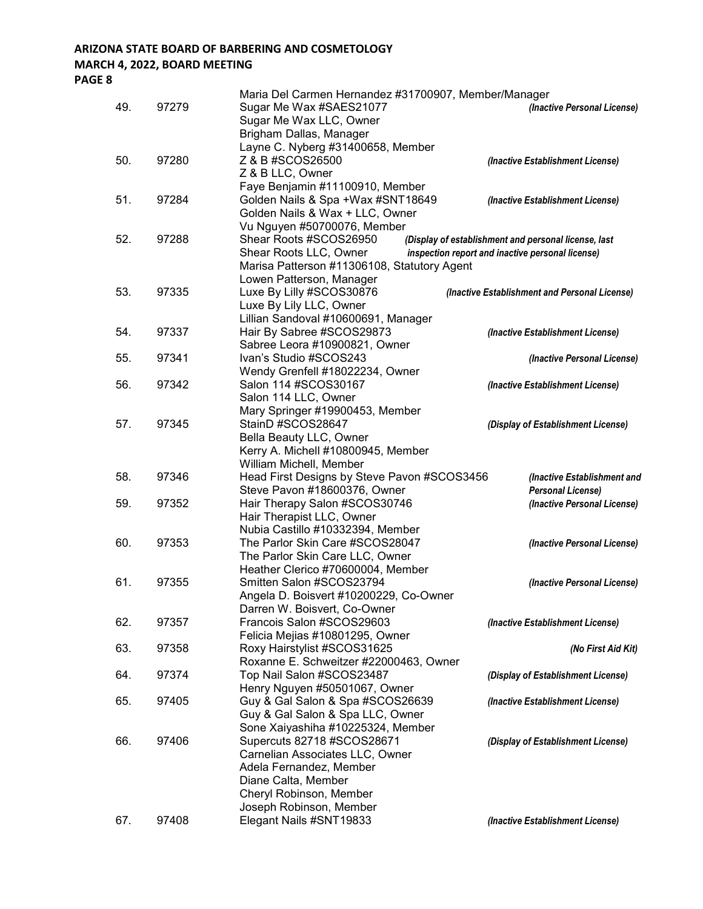Maria Del Carmen Hernandez #31700907, Member/Manager

| No. | Case | Respondent | Violation |
|---|---|---|---|
| 49. | 97279 | Sugar Me Wax #SAES21077<br>Sugar Me Wax LLC, Owner<br>Brigham Dallas, Manager<br>Layne C. Nyberg #31400658, Member | *(Inactive Personal License)* |
| 50. | 97280 | Z & B #SCOS26500<br>Z & B LLC, Owner<br>Faye Benjamin #11100910, Member | *(Inactive Establishment License)* |
| 51. | 97284 | Golden Nails & Spa +Wax #SNT18649<br>Golden Nails & Wax + LLC, Owner<br>Vu Nguyen #50700076, Member | *(Inactive Establishment License)* |
| 52. | 97288 | Shear Roots #SCOS26950<br>Shear Roots LLC, Owner<br>Marisa Patterson #11306108, Statutory Agent<br>Lowen Patterson, Manager | *(Display of establishment and personal license, last inspection report and inactive personal license)* |
| 53. | 97335 | Luxe By Lilly #SCOS30876<br>Luxe By Lily LLC, Owner<br>Lillian Sandoval #10600691, Manager | *(Inactive Establishment and Personal License)* |
| 54. | 97337 | Hair By Sabree #SCOS29873<br>Sabree Leora #10900821, Owner | *(Inactive Establishment License)* |
| 55. | 97341 | Ivan's Studio #SCOS243<br>Wendy Grenfell #18022234, Owner | *(Inactive Personal License)* |
| 56. | 97342 | Salon 114 #SCOS30167<br>Salon 114 LLC, Owner<br>Mary Springer #19900453, Member | *(Inactive Establishment License)* |
| 57. | 97345 | StainD #SCOS28647<br>Bella Beauty LLC, Owner<br>Kerry A. Michell #10800945, Member<br>William Michell, Member | *(Display of Establishment License)* |
| 58. | 97346 | Head First Designs by Steve Pavon #SCOS3456<br>Steve Pavon #18600376, Owner | *(Inactive Establishment and Personal License)* |
| 59. | 97352 | Hair Therapy Salon #SCOS30746<br>Hair Therapist LLC, Owner<br>Nubia Castillo #10332394, Member | *(Inactive Personal License)* |
| 60. | 97353 | The Parlor Skin Care #SCOS28047<br>The Parlor Skin Care LLC, Owner<br>Heather Clerico #70600004, Member | *(Inactive Personal License)* |
| 61. | 97355 | Smitten Salon #SCOS23794<br>Angela D. Boisvert #10200229, Co-Owner<br>Darren W. Boisvert, Co-Owner | *(Inactive Personal License)* |
| 62. | 97357 | Francois Salon #SCOS29603<br>Felicia Mejias #10801295, Owner | *(Inactive Establishment License)* |
| 63. | 97358 | Roxy Hairstylist #SCOS31625<br>Roxanne E. Schweitzer #22000463, Owner | *(No First Aid Kit)* |
| 64. | 97374 | Top Nail Salon #SCOS23487<br>Henry Nguyen #50501067, Owner | *(Display of Establishment License)* |
| 65. | 97405 | Guy & Gal Salon & Spa #SCOS26639<br>Guy & Gal Salon & Spa LLC, Owner<br>Sone Xaiyashiha #10225324, Member | *(Inactive Establishment License)* |
| 66. | 97406 | Supercuts 82718 #SCOS28671<br>Carnelian Associates LLC, Owner<br>Adela Fernandez, Member<br>Diane Calta, Member<br>Cheryl Robinson, Member<br>Joseph Robinson, Member | *(Display of Establishment License)* |
| 67. | 97408 | Elegant Nails #SNT19833 | *(Inactive Establishment License)* |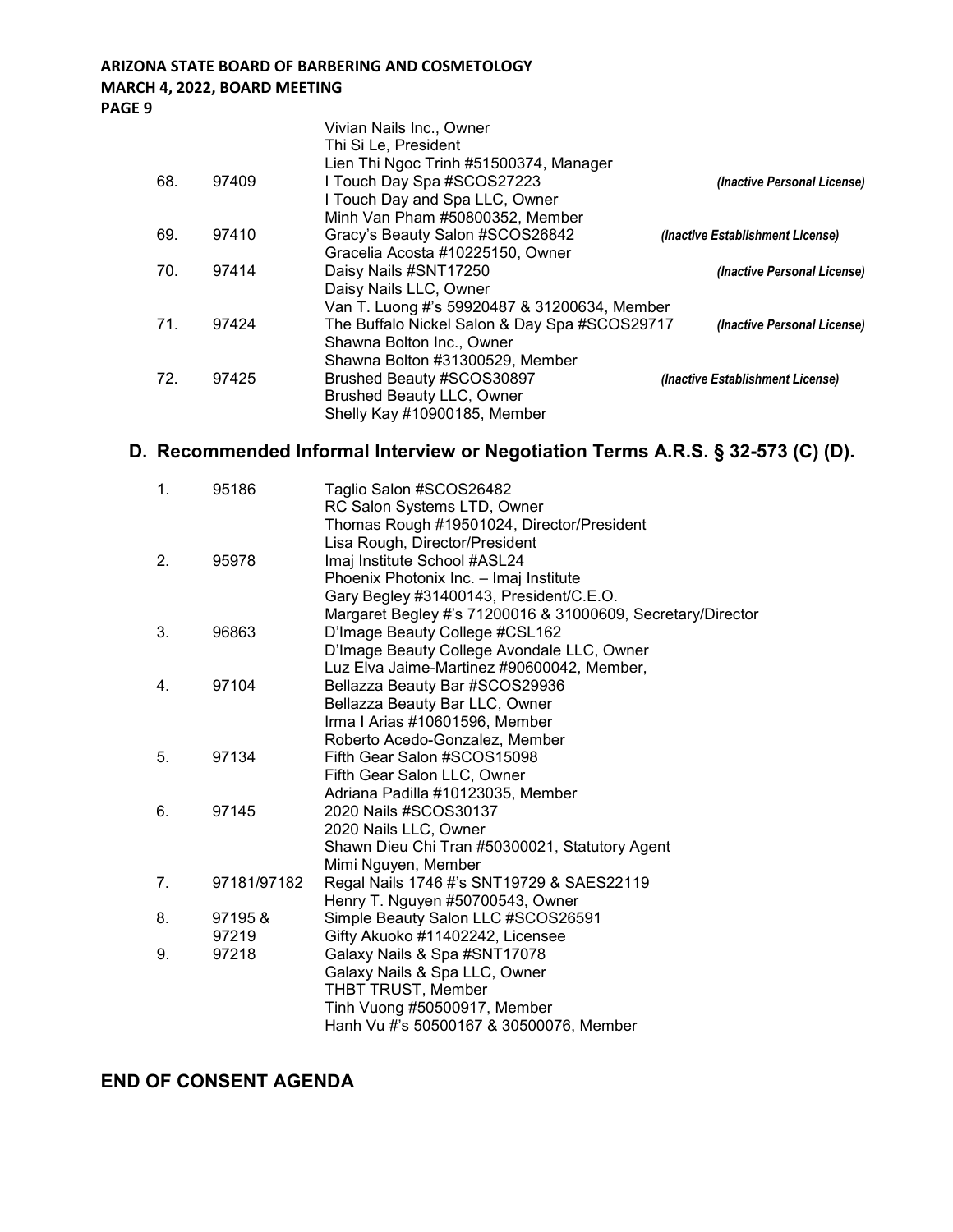| | | | |
|---|---|---|---|
| | | Vivian Nails Inc., Owner<br>Thi Si Le, President<br>Lien Thi Ngoc Trinh #51500374, Manager | |
| 68. | 97409 | I Touch Day Spa #SCOS27223<br>I Touch Day and Spa LLC, Owner<br>Minh Van Pham #50800352, Member | *(Inactive Personal License)* |
| 69. | 97410 | Gracy's Beauty Salon #SCOS26842<br>Gracelia Acosta #10225150, Owner | *(Inactive Establishment License)* |
| 70. | 97414 | Daisy Nails #SNT17250<br>Daisy Nails LLC, Owner<br>Van T. Luong #'s 59920487 & 31200634, Member | *(Inactive Personal License)* |
| 71. | 97424 | The Buffalo Nickel Salon & Day Spa #SCOS29717<br>Shawna Bolton Inc., Owner<br>Shawna Bolton #31300529, Member | *(Inactive Personal License)* |
| 72. | 97425 | Brushed Beauty #SCOS30897<br>Brushed Beauty LLC, Owner<br>Shelly Kay #10900185, Member | *(Inactive Establishment License)* |

## D. Recommended Informal Interview or Negotiation Terms A.R.S. § 32-573 (C) (D).

| | | |
|---|---|---|
| 1. | 95186 | Taglio Salon #SCOS26482<br>RC Salon Systems LTD, Owner<br>Thomas Rough #19501024, Director/President<br>Lisa Rough, Director/President |
| 2. | 95978 | Imaj Institute School #ASL24<br>Phoenix Photonix Inc. – Imaj Institute<br>Gary Begley #31400143, President/C.E.O.<br>Margaret Begley #'s 71200016 & 31000609, Secretary/Director |
| 3. | 96863 | D'Image Beauty College #CSL162<br>D'Image Beauty College Avondale LLC, Owner<br>Luz Elva Jaime-Martinez #90600042, Member, |
| 4. | 97104 | Bellazza Beauty Bar #SCOS29936<br>Bellazza Beauty Bar LLC, Owner<br>Irma I Arias #10601596, Member<br>Roberto Acedo-Gonzalez, Member |
| 5. | 97134 | Fifth Gear Salon #SCOS15098<br>Fifth Gear Salon LLC, Owner<br>Adriana Padilla #10123035, Member |
| 6. | 97145 | 2020 Nails #SCOS30137<br>2020 Nails LLC, Owner<br>Shawn Dieu Chi Tran #50300021, Statutory Agent<br>Mimi Nguyen, Member |
| 7. | 97181/97182 | Regal Nails 1746 #'s SNT19729 & SAES22119<br>Henry T. Nguyen #50700543, Owner |
| 8. | 97195 &<br>97219 | Simple Beauty Salon LLC #SCOS26591<br>Gifty Akuoko #11402242, Licensee |
| 9. | 97218 | Galaxy Nails & Spa #SNT17078<br>Galaxy Nails & Spa LLC, Owner<br>THBT TRUST, Member<br>Tinh Vuong #50500917, Member<br>Hanh Vu #'s 50500167 & 30500076, Member |

## END OF CONSENT AGENDA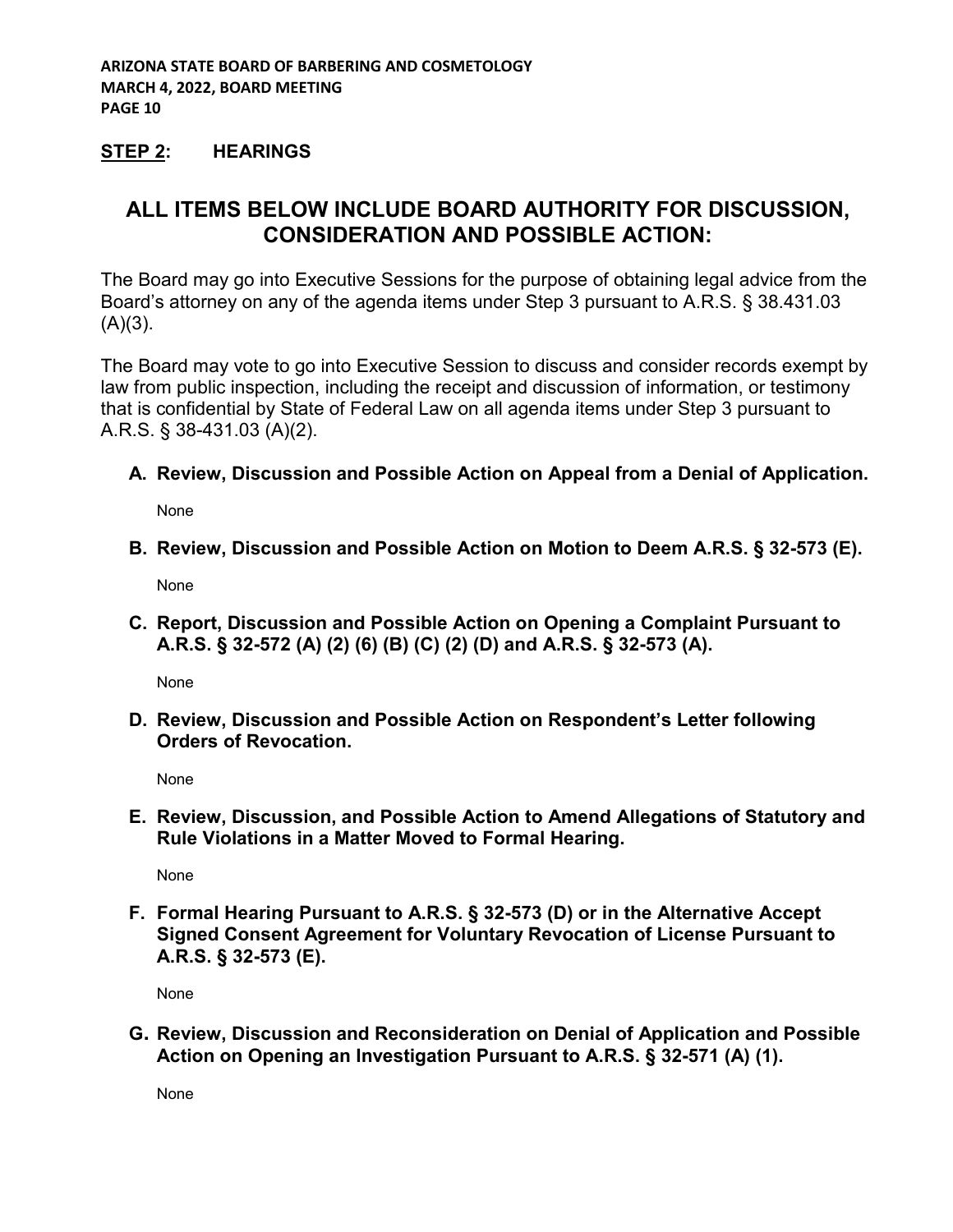## **STEP 2: HEARINGS**

## ALL ITEMS BELOW INCLUDE BOARD AUTHORITY FOR DISCUSSION, CONSIDERATION AND POSSIBLE ACTION:

The Board may go into Executive Sessions for the purpose of obtaining legal advice from the Board's attorney on any of the agenda items under Step 3 pursuant to A.R.S. § 38.431.03 (A)(3).

The Board may vote to go into Executive Session to discuss and consider records exempt by law from public inspection, including the receipt and discussion of information, or testimony that is confidential by State of Federal Law on all agenda items under Step 3 pursuant to A.R.S. § 38-431.03 (A)(2).

**A. Review, Discussion and Possible Action on Appeal from a Denial of Application.**

None

**B. Review, Discussion and Possible Action on Motion to Deem A.R.S. § 32-573 (E).**

None

**C. Report, Discussion and Possible Action on Opening a Complaint Pursuant to A.R.S. § 32-572 (A) (2) (6) (B) (C) (2) (D) and A.R.S. § 32-573 (A).**

None

**D. Review, Discussion and Possible Action on Respondent's Letter following Orders of Revocation.**

None

**E. Review, Discussion, and Possible Action to Amend Allegations of Statutory and Rule Violations in a Matter Moved to Formal Hearing.**

None

**F. Formal Hearing Pursuant to A.R.S. § 32-573 (D) or in the Alternative Accept Signed Consent Agreement for Voluntary Revocation of License Pursuant to A.R.S. § 32-573 (E).**

None

**G. Review, Discussion and Reconsideration on Denial of Application and Possible Action on Opening an Investigation Pursuant to A.R.S. § 32-571 (A) (1).**

None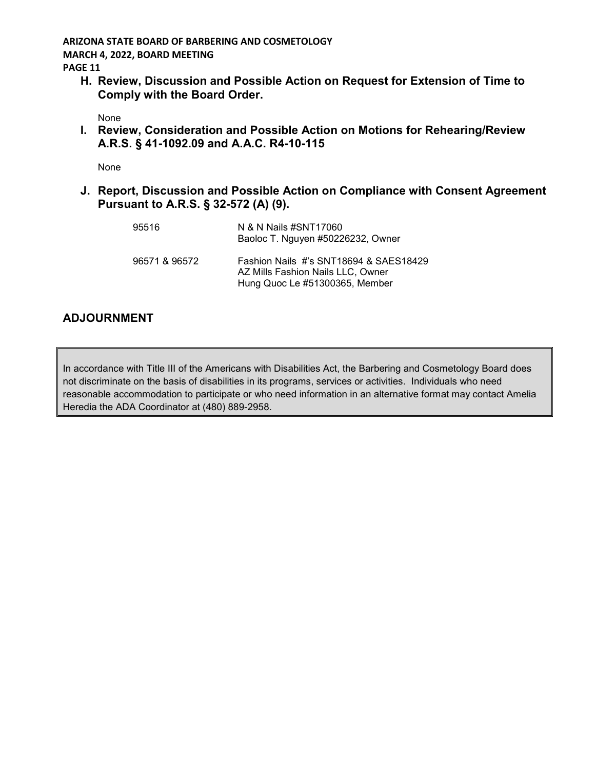**H. Review, Discussion and Possible Action on Request for Extension of Time to Comply with the Board Order.**

None

**I. Review, Consideration and Possible Action on Motions for Rehearing/Review A.R.S. § 41-1092.09 and A.A.C. R4-10-115**

None

**J. Report, Discussion and Possible Action on Compliance with Consent Agreement Pursuant to A.R.S. § 32-572 (A) (9).**

| | |
|---|---|
| 95516 | N & N Nails #SNT17060<br>Baoloc T. Nguyen #50226232, Owner |
| 96571 & 96572 | Fashion Nails #'s SNT18694 & SAES18429<br>AZ Mills Fashion Nails LLC, Owner<br>Hung Quoc Le #51300365, Member |

## ADJOURNMENT

In accordance with Title III of the Americans with Disabilities Act, the Barbering and Cosmetology Board does not discriminate on the basis of disabilities in its programs, services or activities. Individuals who need reasonable accommodation to participate or who need information in an alternative format may contact Amelia Heredia the ADA Coordinator at (480) 889-2958.